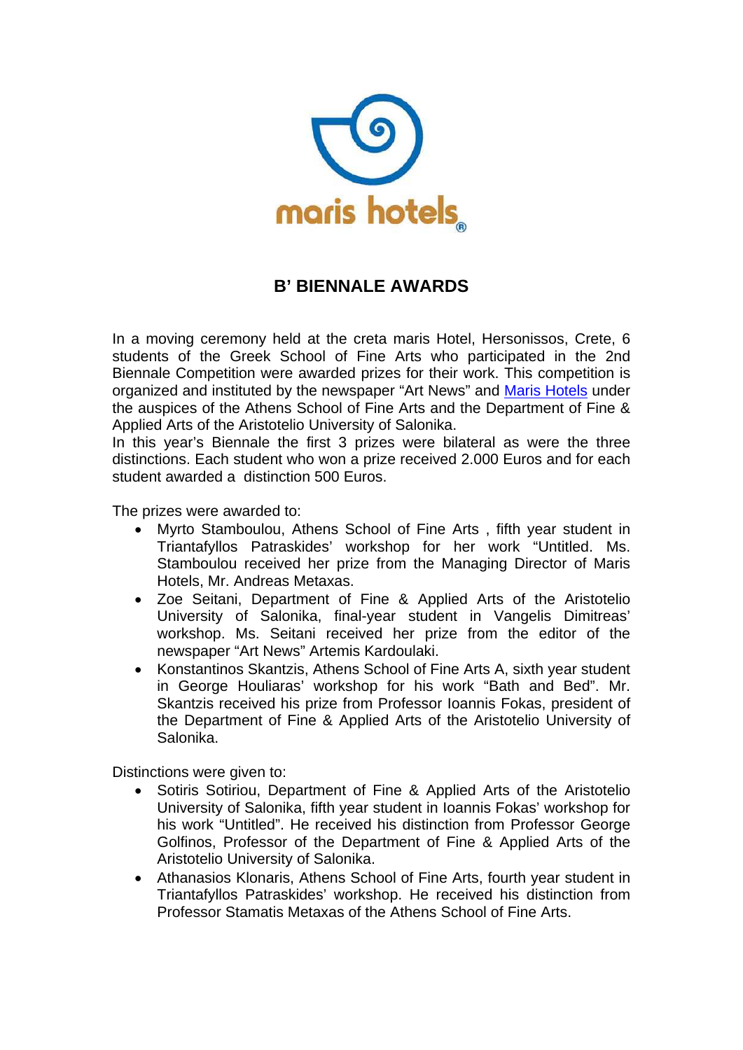maris hotels®

## B' BIENNALE AWARDS

In a moving ceremony held at the creta maris Hotel, Hersonissos, Crete, 6 students of the Greek School of Fine Arts who participated in the 2nd Biennale Competition were awarded prizes for their work. This competition is organized and instituted by the newspaper "Art News" and Maris Hotels under the auspices of the Athens School of Fine Arts and the Department of Fine & Applied Arts of the Aristotelio University of Salonika.
In this year's Biennale the first 3 prizes were bilateral as were the three distinctions. Each student who won a prize received 2.000 Euros and for each student awarded a distinction 500 Euros.

The prizes were awarded to:

- Myrto Stamboulou, Athens School of Fine Arts , fifth year student in Triantafyllos Patraskides' workshop for her work "Untitled. Ms. Stamboulou received her prize from the Managing Director of Maris Hotels, Mr. Andreas Metaxas.
- Zoe Seitani, Department of Fine & Applied Arts of the Aristotelio University of Salonika, final-year student in Vangelis Dimitreas' workshop. Ms. Seitani received her prize from the editor of the newspaper "Art News" Artemis Kardoulaki.
- Konstantinos Skantzis, Athens School of Fine Arts A, sixth year student in George Houliaras' workshop for his work "Bath and Bed". Mr. Skantzis received his prize from Professor Ioannis Fokas, president of the Department of Fine & Applied Arts of the Aristotelio University of Salonika.

Distinctions were given to:

- Sotiris Sotiriou, Department of Fine & Applied Arts of the Aristotelio University of Salonika, fifth year student in Ioannis Fokas' workshop for his work "Untitled". He received his distinction from Professor George Golfinos, Professor of the Department of Fine & Applied Arts of the Aristotelio University of Salonika.
- Athanasios Klonaris, Athens School of Fine Arts, fourth year student in Triantafyllos Patraskides' workshop. He received his distinction from Professor Stamatis Metaxas of the Athens School of Fine Arts.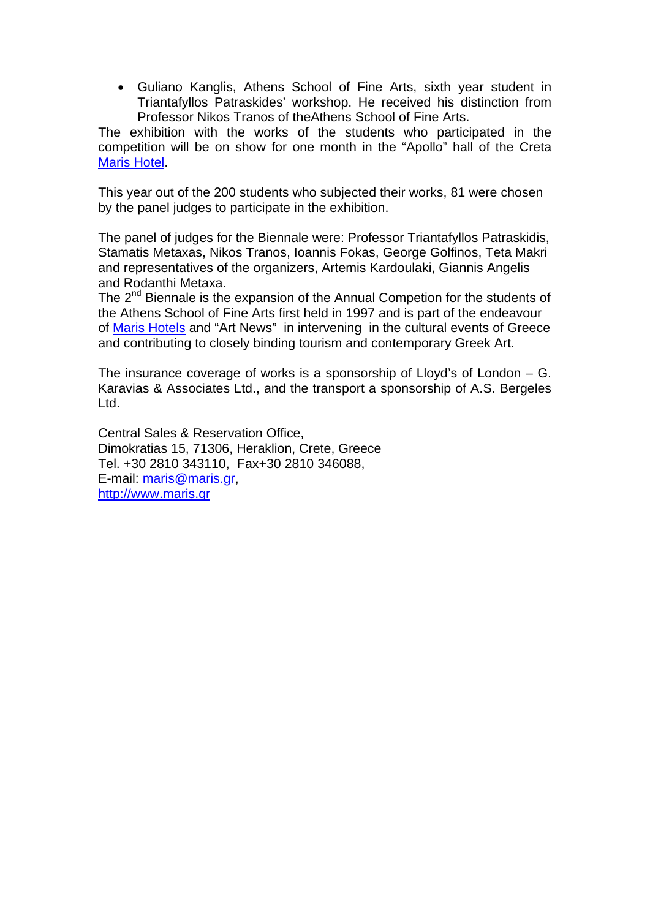- Guliano Kanglis, Athens School of Fine Arts, sixth year student in Triantafyllos Patraskides' workshop. He received his distinction from Professor Nikos Tranos of theAthens School of Fine Arts.

The exhibition with the works of the students who participated in the competition will be on show for one month in the "Apollo" hall of the Creta Maris Hotel.

This year out of the 200 students who subjected their works, 81 were chosen by the panel judges to participate in the exhibition.

The panel of judges for the Biennale were: Professor Triantafyllos Patraskidis, Stamatis Metaxas, Nikos Tranos, Ioannis Fokas, George Golfinos, Teta Makri and representatives of the organizers, Artemis Kardoulaki, Giannis Angelis and Rodanthi Metaxa.
The 2nd Biennale is the expansion of the Annual Competion for the students of the Athens School of Fine Arts first held in 1997 and is part of the endeavour of Maris Hotels and "Art News" in intervening in the cultural events of Greece and contributing to closely binding tourism and contemporary Greek Art.

The insurance coverage of works is a sponsorship of Lloyd's of London – G. Karavias & Associates Ltd., and the transport a sponsorship of A.S. Bergeles Ltd.

Central Sales & Reservation Office,
Dimokratias 15, 71306, Heraklion, Crete, Greece
Tel. +30 2810 343110, Fax+30 2810 346088,
E-mail: maris@maris.gr,
http://www.maris.gr